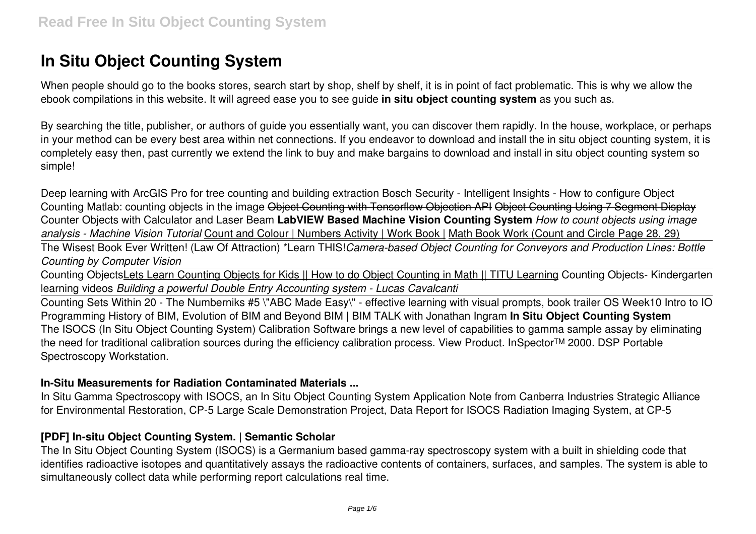# In Situ Object Counting System

When people should go to the books stores, search start by shop, shelf by shelf, it is in point of fact problematic. This is why we allow the ebook compilations in this website. It will agreed ease you to see guide **in situ object counting system** as you such as.

By searching the title, publisher, or authors of guide you essentially want, you can discover them rapidly. In the house, workplace, or perhaps in your method can be every best area within net connections. If you endeavor to download and install the in situ object counting system, it is completely easy then, past currently we extend the link to buy and make bargains to download and install in situ object counting system so simple!

Deep learning with ArcGIS Pro for tree counting and building extraction Bosch Security - Intelligent Insights - How to configure Object Counting Matlab: counting objects in the image ~~Object Counting with Tensorflow Objection API~~ ~~Object Counting Using 7 Segment Display~~ Counter Objects with Calculator and Laser Beam **LabVIEW Based Machine Vision Counting System** *How to count objects using image analysis - Machine Vision Tutorial* Count and Colour | Numbers Activity | Work Book | Math Book Work (Count and Circle Page 28, 29)

The Wisest Book Ever Written! (Law Of Attraction) *Learn THIS!*Camera-based Object Counting for Conveyors and Production Lines: Bottle Counting by Computer Vision*

Counting ObjectsLets Learn Counting Objects for Kids || How to do Object Counting in Math || TITU Learning Counting Objects- Kindergarten learning videos *Building a powerful Double Entry Accounting system - Lucas Cavalcanti*

Counting Sets Within 20 - The Numberniks #5 \"ABC Made Easy\" - effective learning with visual prompts, book trailer OS Week10 Intro to IO Programming History of BIM, Evolution of BIM and Beyond BIM | BIM TALK with Jonathan Ingram **In Situ Object Counting System**
The ISOCS (In Situ Object Counting System) Calibration Software brings a new level of capabilities to gamma sample assay by eliminating the need for traditional calibration sources during the efficiency calibration process. View Product. InSpector™ 2000. DSP Portable Spectroscopy Workstation.

## In-Situ Measurements for Radiation Contaminated Materials ...

In Situ Gamma Spectroscopy with ISOCS, an In Situ Object Counting System Application Note from Canberra Industries Strategic Alliance for Environmental Restoration, CP-5 Large Scale Demonstration Project, Data Report for ISOCS Radiation Imaging System, at CP-5

## [PDF] In-situ Object Counting System. | Semantic Scholar

The In Situ Object Counting System (ISOCS) is a Germanium based gamma-ray spectroscopy system with a built in shielding code that identifies radioactive isotopes and quantitatively assays the radioactive contents of containers, surfaces, and samples. The system is able to simultaneously collect data while performing report calculations real time.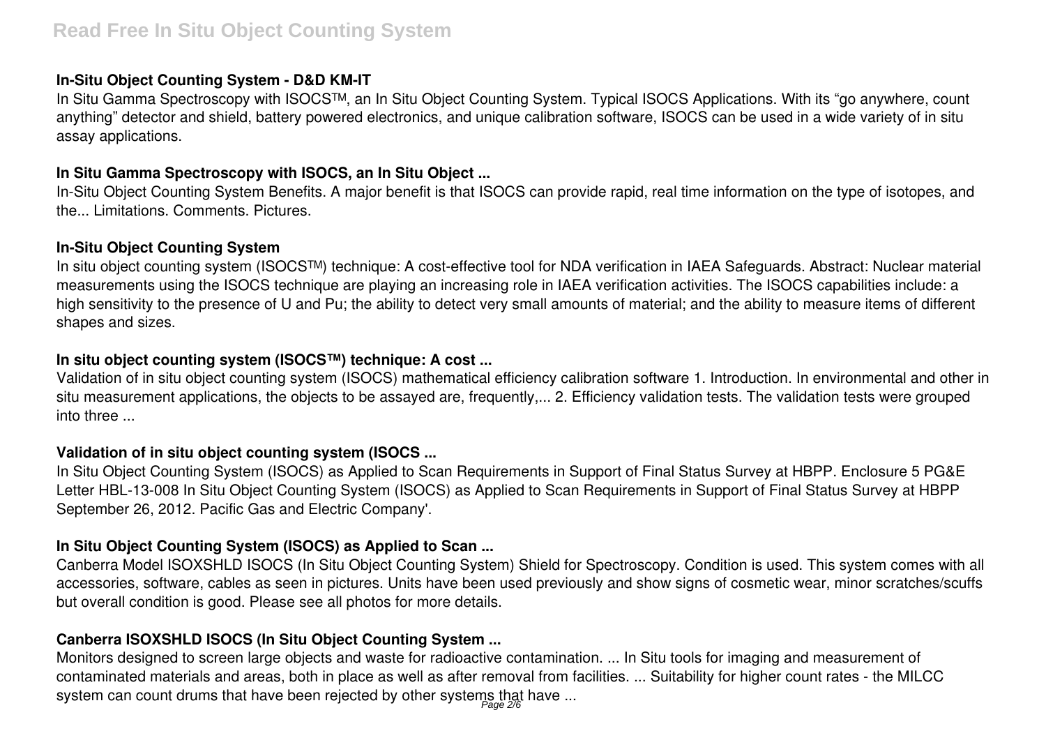### In-Situ Object Counting System - D&D KM-IT

In Situ Gamma Spectroscopy with ISOCS™, an In Situ Object Counting System. Typical ISOCS Applications. With its "go anywhere, count anything" detector and shield, battery powered electronics, and unique calibration software, ISOCS can be used in a wide variety of in situ assay applications.

### In Situ Gamma Spectroscopy with ISOCS, an In Situ Object ...

In-Situ Object Counting System Benefits. A major benefit is that ISOCS can provide rapid, real time information on the type of isotopes, and the... Limitations. Comments. Pictures.

### In-Situ Object Counting System

In situ object counting system (ISOCS™) technique: A cost-effective tool for NDA verification in IAEA Safeguards. Abstract: Nuclear material measurements using the ISOCS technique are playing an increasing role in IAEA verification activities. The ISOCS capabilities include: a high sensitivity to the presence of U and Pu; the ability to detect very small amounts of material; and the ability to measure items of different shapes and sizes.

### In situ object counting system (ISOCS™) technique: A cost ...

Validation of in situ object counting system (ISOCS) mathematical efficiency calibration software 1. Introduction. In environmental and other in situ measurement applications, the objects to be assayed are, frequently,... 2. Efficiency validation tests. The validation tests were grouped into three ...

### Validation of in situ object counting system (ISOCS ...

In Situ Object Counting System (ISOCS) as Applied to Scan Requirements in Support of Final Status Survey at HBPP. Enclosure 5 PG&E Letter HBL-13-008 In Situ Object Counting System (ISOCS) as Applied to Scan Requirements in Support of Final Status Survey at HBPP September 26, 2012. Pacific Gas and Electric Company'.

### In Situ Object Counting System (ISOCS) as Applied to Scan ...

Canberra Model ISOXSHLD ISOCS (In Situ Object Counting System) Shield for Spectroscopy. Condition is used. This system comes with all accessories, software, cables as seen in pictures. Units have been used previously and show signs of cosmetic wear, minor scratches/scuffs but overall condition is good. Please see all photos for more details.

### Canberra ISOXSHLD ISOCS (In Situ Object Counting System ...

Monitors designed to screen large objects and waste for radioactive contamination. ... In Situ tools for imaging and measurement of contaminated materials and areas, both in place as well as after removal from facilities. ... Suitability for higher count rates - the MILCC system can count drums that have been rejected by other systems that have ...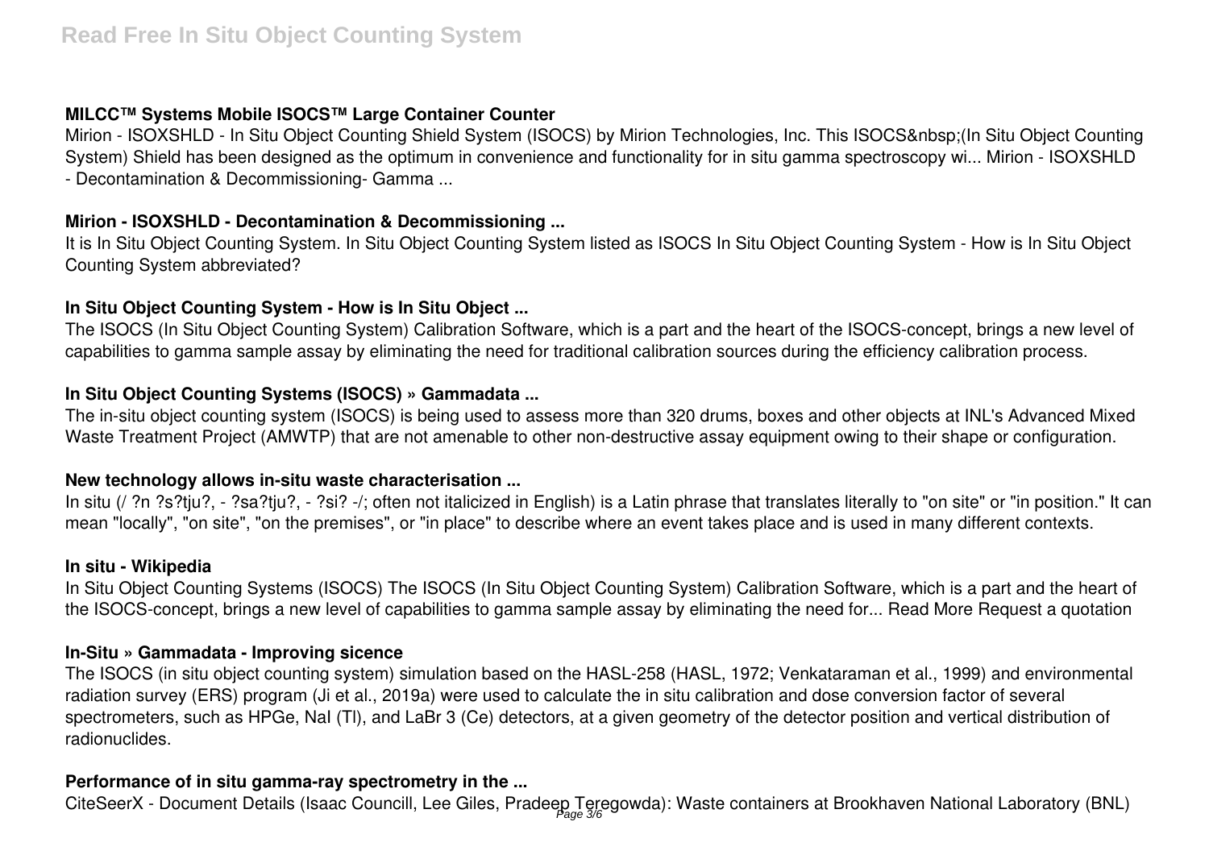### MILCC™ Systems Mobile ISOCS™ Large Container Counter

Mirion - ISOXSHLD - In Situ Object Counting Shield System (ISOCS) by Mirion Technologies, Inc. This ISOCS&nbsp;(In Situ Object Counting System) Shield has been designed as the optimum in convenience and functionality for in situ gamma spectroscopy wi... Mirion - ISOXSHLD - Decontamination & Decommissioning- Gamma ...

### Mirion - ISOXSHLD - Decontamination & Decommissioning ...

It is In Situ Object Counting System. In Situ Object Counting System listed as ISOCS In Situ Object Counting System - How is In Situ Object Counting System abbreviated?

### In Situ Object Counting System - How is In Situ Object ...

The ISOCS (In Situ Object Counting System) Calibration Software, which is a part and the heart of the ISOCS-concept, brings a new level of capabilities to gamma sample assay by eliminating the need for traditional calibration sources during the efficiency calibration process.

### In Situ Object Counting Systems (ISOCS) » Gammadata ...

The in-situ object counting system (ISOCS) is being used to assess more than 320 drums, boxes and other objects at INL's Advanced Mixed Waste Treatment Project (AMWTP) that are not amenable to other non-destructive assay equipment owing to their shape or configuration.

### New technology allows in-situ waste characterisation ...

In situ (/ ?n ?s?tju?, - ?sa?tju?, - ?si? -/; often not italicized in English) is a Latin phrase that translates literally to "on site" or "in position." It can mean "locally", "on site", "on the premises", or "in place" to describe where an event takes place and is used in many different contexts.

### In situ - Wikipedia

In Situ Object Counting Systems (ISOCS) The ISOCS (In Situ Object Counting System) Calibration Software, which is a part and the heart of the ISOCS-concept, brings a new level of capabilities to gamma sample assay by eliminating the need for... Read More Request a quotation

### In-Situ » Gammadata - Improving sicence

The ISOCS (in situ object counting system) simulation based on the HASL-258 (HASL, 1972; Venkataraman et al., 1999) and environmental radiation survey (ERS) program (Ji et al., 2019a) were used to calculate the in situ calibration and dose conversion factor of several spectrometers, such as HPGe, NaI (Tl), and LaBr 3 (Ce) detectors, at a given geometry of the detector position and vertical distribution of radionuclides.

### Performance of in situ gamma-ray spectrometry in the ...

CiteSeerX - Document Details (Isaac Councill, Lee Giles, Pradeep Teregowda): Waste containers at Brookhaven National Laboratory (BNL)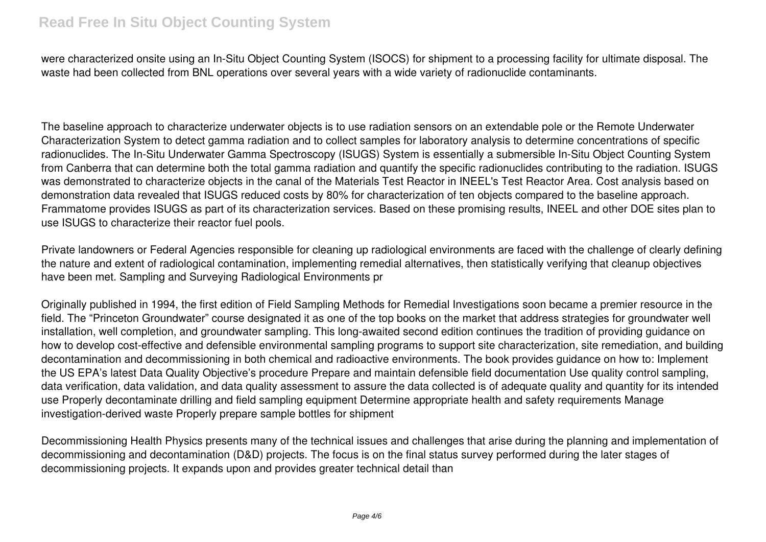were characterized onsite using an In-Situ Object Counting System (ISOCS) for shipment to a processing facility for ultimate disposal. The waste had been collected from BNL operations over several years with a wide variety of radionuclide contaminants.

The baseline approach to characterize underwater objects is to use radiation sensors on an extendable pole or the Remote Underwater Characterization System to detect gamma radiation and to collect samples for laboratory analysis to determine concentrations of specific radionuclides. The In-Situ Underwater Gamma Spectroscopy (ISUGS) System is essentially a submersible In-Situ Object Counting System from Canberra that can determine both the total gamma radiation and quantify the specific radionuclides contributing to the radiation. ISUGS was demonstrated to characterize objects in the canal of the Materials Test Reactor in INEEL's Test Reactor Area. Cost analysis based on demonstration data revealed that ISUGS reduced costs by 80% for characterization of ten objects compared to the baseline approach. Frammatome provides ISUGS as part of its characterization services. Based on these promising results, INEEL and other DOE sites plan to use ISUGS to characterize their reactor fuel pools.

Private landowners or Federal Agencies responsible for cleaning up radiological environments are faced with the challenge of clearly defining the nature and extent of radiological contamination, implementing remedial alternatives, then statistically verifying that cleanup objectives have been met. Sampling and Surveying Radiological Environments pr

Originally published in 1994, the first edition of Field Sampling Methods for Remedial Investigations soon became a premier resource in the field. The "Princeton Groundwater" course designated it as one of the top books on the market that address strategies for groundwater well installation, well completion, and groundwater sampling. This long-awaited second edition continues the tradition of providing guidance on how to develop cost-effective and defensible environmental sampling programs to support site characterization, site remediation, and building decontamination and decommissioning in both chemical and radioactive environments. The book provides guidance on how to: Implement the US EPA's latest Data Quality Objective's procedure Prepare and maintain defensible field documentation Use quality control sampling, data verification, data validation, and data quality assessment to assure the data collected is of adequate quality and quantity for its intended use Properly decontaminate drilling and field sampling equipment Determine appropriate health and safety requirements Manage investigation-derived waste Properly prepare sample bottles for shipment

Decommissioning Health Physics presents many of the technical issues and challenges that arise during the planning and implementation of decommissioning and decontamination (D&D) projects. The focus is on the final status survey performed during the later stages of decommissioning projects. It expands upon and provides greater technical detail than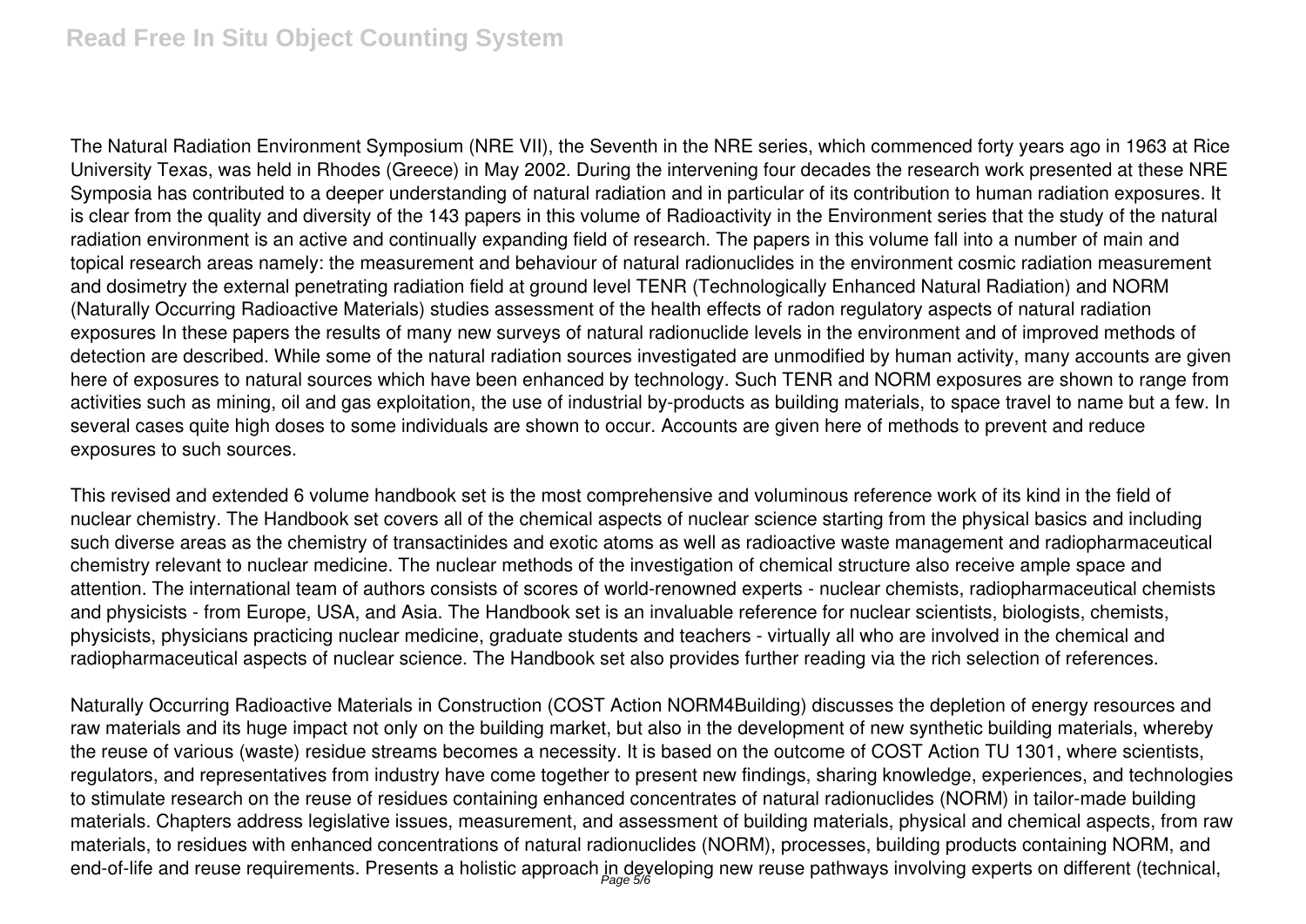The Natural Radiation Environment Symposium (NRE VII), the Seventh in the NRE series, which commenced forty years ago in 1963 at Rice University Texas, was held in Rhodes (Greece) in May 2002. During the intervening four decades the research work presented at these NRE Symposia has contributed to a deeper understanding of natural radiation and in particular of its contribution to human radiation exposures. It is clear from the quality and diversity of the 143 papers in this volume of Radioactivity in the Environment series that the study of the natural radiation environment is an active and continually expanding field of research. The papers in this volume fall into a number of main and topical research areas namely: the measurement and behaviour of natural radionuclides in the environment cosmic radiation measurement and dosimetry the external penetrating radiation field at ground level TENR (Technologically Enhanced Natural Radiation) and NORM (Naturally Occurring Radioactive Materials) studies assessment of the health effects of radon regulatory aspects of natural radiation exposures In these papers the results of many new surveys of natural radionuclide levels in the environment and of improved methods of detection are described. While some of the natural radiation sources investigated are unmodified by human activity, many accounts are given here of exposures to natural sources which have been enhanced by technology. Such TENR and NORM exposures are shown to range from activities such as mining, oil and gas exploitation, the use of industrial by-products as building materials, to space travel to name but a few. In several cases quite high doses to some individuals are shown to occur. Accounts are given here of methods to prevent and reduce exposures to such sources.

This revised and extended 6 volume handbook set is the most comprehensive and voluminous reference work of its kind in the field of nuclear chemistry. The Handbook set covers all of the chemical aspects of nuclear science starting from the physical basics and including such diverse areas as the chemistry of transactinides and exotic atoms as well as radioactive waste management and radiopharmaceutical chemistry relevant to nuclear medicine. The nuclear methods of the investigation of chemical structure also receive ample space and attention. The international team of authors consists of scores of world-renowned experts - nuclear chemists, radiopharmaceutical chemists and physicists - from Europe, USA, and Asia. The Handbook set is an invaluable reference for nuclear scientists, biologists, chemists, physicists, physicians practicing nuclear medicine, graduate students and teachers - virtually all who are involved in the chemical and radiopharmaceutical aspects of nuclear science. The Handbook set also provides further reading via the rich selection of references.

Naturally Occurring Radioactive Materials in Construction (COST Action NORM4Building) discusses the depletion of energy resources and raw materials and its huge impact not only on the building market, but also in the development of new synthetic building materials, whereby the reuse of various (waste) residue streams becomes a necessity. It is based on the outcome of COST Action TU 1301, where scientists, regulators, and representatives from industry have come together to present new findings, sharing knowledge, experiences, and technologies to stimulate research on the reuse of residues containing enhanced concentrates of natural radionuclides (NORM) in tailor-made building materials. Chapters address legislative issues, measurement, and assessment of building materials, physical and chemical aspects, from raw materials, to residues with enhanced concentrations of natural radionuclides (NORM), processes, building products containing NORM, and end-of-life and reuse requirements. Presents a holistic approach in developing new reuse pathways involving experts on different (technical,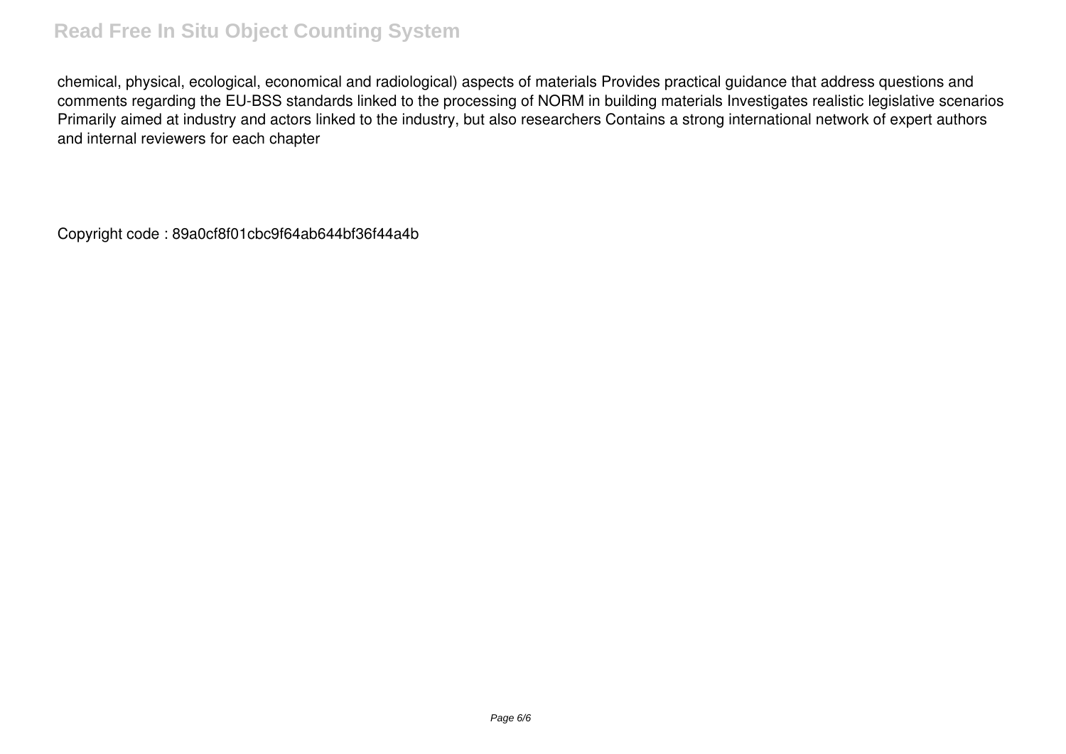chemical, physical, ecological, economical and radiological) aspects of materials Provides practical guidance that address questions and comments regarding the EU-BSS standards linked to the processing of NORM in building materials Investigates realistic legislative scenarios Primarily aimed at industry and actors linked to the industry, but also researchers Contains a strong international network of expert authors and internal reviewers for each chapter

Copyright code : 89a0cf8f01cbc9f64ab644bf36f44a4b